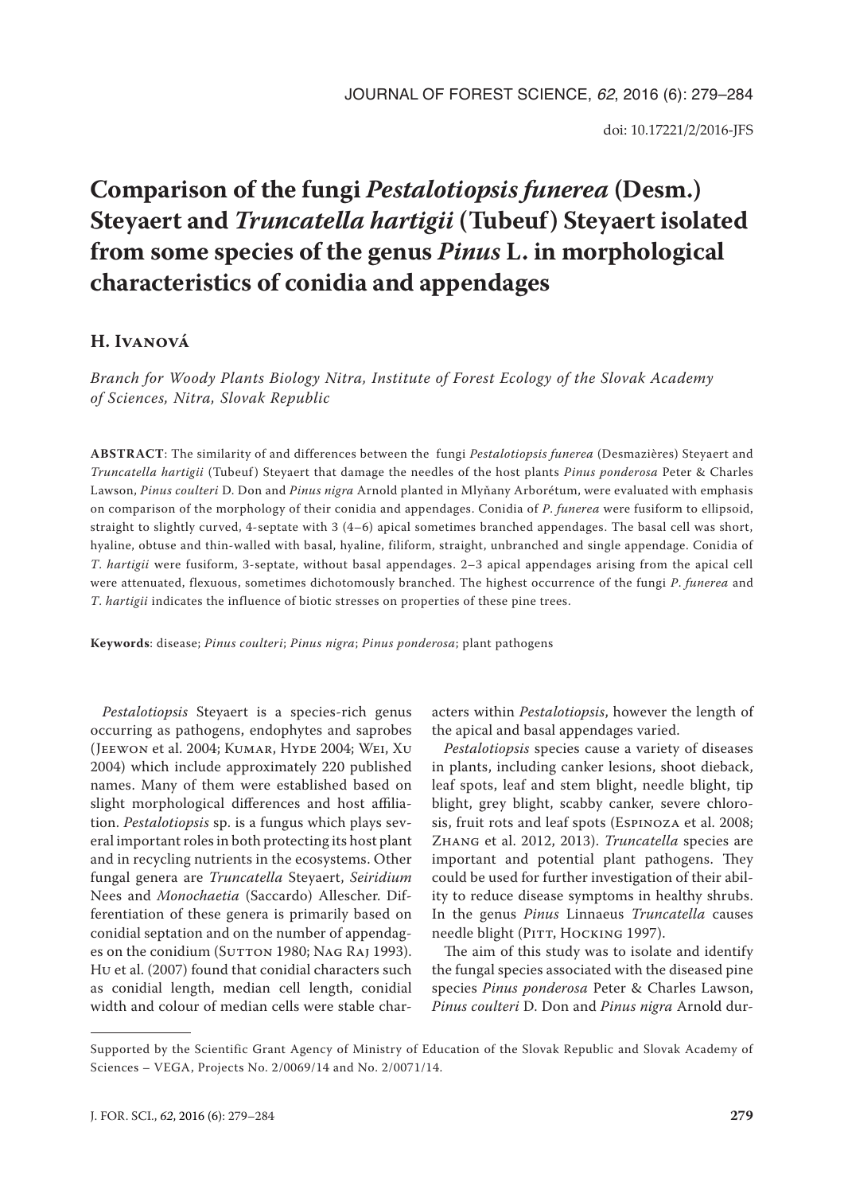doi: 10.17221/2/2016-JFS

# Comparison of the fungi *Pestalotiopsis funerea* (Desm.) Steyaert and *Truncatella hartigii* (Tubeuf) Steyaert isolated from some species of the genus *Pinus* L. in morphological characteristics of conidia and appendages

## H. Ivanová

*Branch for Woody Plants Biology Nitra, Institute of Forest Ecology of the Slovak Academy of Sciences, Nitra, Slovak Republic*

**ABSTRACT**: The similarity of and differences between the fungi *Pestalotiopsis funerea* (Desmazières) Steyaert and *Truncatella hartigii* (Tubeuf) Steyaert that damage the needles of the host plants *Pinus ponderosa* Peter & Charles Lawson, *Pinus coulteri* D. Don and *Pinus nigra* Arnold planted in Mlyňany Arborétum, were evaluated with emphasis on comparison of the morphology of their conidia and appendages. Conidia of *P. funerea* were fusiform to ellipsoid, straight to slightly curved, 4-septate with 3 (4–6) apical sometimes branched appendages. The basal cell was short, hyaline, obtuse and thin-walled with basal, hyaline, filiform, straight, unbranched and single appendage. Conidia of *T. hartigii* were fusiform, 3-septate, without basal appendages. 2–3 apical appendages arising from the apical cell were attenuated, flexuous, sometimes dichotomously branched. The highest occurrence of the fungi *P. funerea* and *T. hartigii* indicates the influence of biotic stresses on properties of these pine trees.

**Keywords**: disease; *Pinus coulteri*; *Pinus nigra*; *Pinus ponderosa*; plant pathogens

*Pestalotiopsis* Steyaert is a species-rich genus occurring as pathogens, endophytes and saprobes (Jeewon et al. 2004; Kumar, Hyde 2004; Wei, Xu 2004) which include approximately 220 published names. Many of them were established based on slight morphological differences and host affiliation. *Pestalotiopsis* sp. is a fungus which plays several important roles in both protecting its host plant and in recycling nutrients in the ecosystems. Other fungal genera are *Truncatella* Steyaert, *Seiridium* Nees and *Monochaetia* (Saccardo) Allescher. Differentiation of these genera is primarily based on conidial septation and on the number of appendages on the conidium (Sutton 1980; Nag Raj 1993). Hu et al. (2007) found that conidial characters such as conidial length, median cell length, conidial width and colour of median cells were stable characters within *Pestalotiopsis*, however the length of the apical and basal appendages varied.

*Pestalotiopsis* species cause a variety of diseases in plants, including canker lesions, shoot dieback, leaf spots, leaf and stem blight, needle blight, tip blight, grey blight, scabby canker, severe chlorosis, fruit rots and leaf spots (Espinoza et al. 2008; Zhang et al. 2012, 2013). *Truncatella* species are important and potential plant pathogens. They could be used for further investigation of their ability to reduce disease symptoms in healthy shrubs. In the genus *Pinus* Linnaeus *Truncatella* causes needle blight (Pitt, Hocking 1997).

The aim of this study was to isolate and identify the fungal species associated with the diseased pine species *Pinus ponderosa* Peter & Charles Lawson, *Pinus coulteri* D. Don and *Pinus nigra* Arnold dur-

Supported by the Scientific Grant Agency of Ministry of Education of the Slovak Republic and Slovak Academy of Sciences – VEGA, Projects No. 2/0069/14 and No. 2/0071/14.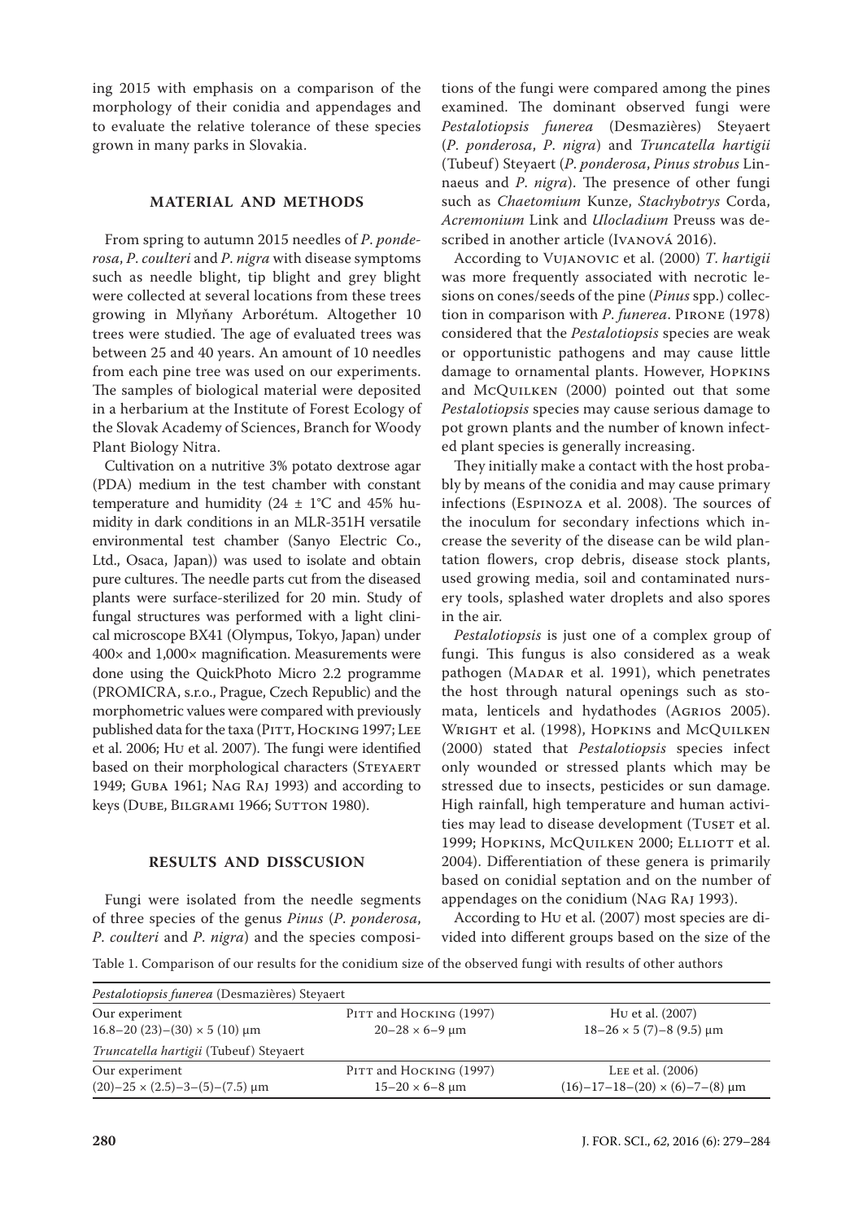ing 2015 with emphasis on a comparison of the morphology of their conidia and appendages and to evaluate the relative tolerance of these species grown in many parks in Slovakia.

## MATERIAL AND METHODS

From spring to autumn 2015 needles of *P. ponderosa*, *P. coulteri* and *P. nigra* with disease symptoms such as needle blight, tip blight and grey blight were collected at several locations from these trees growing in Mlyňany Arborétum. Altogether 10 trees were studied. The age of evaluated trees was between 25 and 40 years. An amount of 10 needles from each pine tree was used on our experiments. The samples of biological material were deposited in a herbarium at the Institute of Forest Ecology of the Slovak Academy of Sciences, Branch for Woody Plant Biology Nitra.

Cultivation on a nutritive 3% potato dextrose agar (PDA) medium in the test chamber with constant temperature and humidity (24 ± 1°C and 45% humidity in dark conditions in an MLR-351H versatile environmental test chamber (Sanyo Electric Co., Ltd., Osaca, Japan)) was used to isolate and obtain pure cultures. The needle parts cut from the diseased plants were surface-sterilized for 20 min. Study of fungal structures was performed with a light clinical microscope BX41 (Olympus, Tokyo, Japan) under 400× and 1,000× magnification. Measurements were done using the QuickPhoto Micro 2.2 programme (PROMICRA, s.r.o., Prague, Czech Republic) and the morphometric values were compared with previously published data for the taxa (Pitt, Hocking 1997; Lee et al. 2006; Hu et al. 2007). The fungi were identified based on their morphological characters (Steyaert 1949; Guba 1961; Nag Raj 1993) and according to keys (Dube, Bilgrami 1966; Sutton 1980).

## RESULTS AND DISSCUSION

Fungi were isolated from the needle segments of three species of the genus *Pinus* (*P. ponderosa*, *P. coulteri* and *P. nigra*) and the species compositions of the fungi were compared among the pines examined. The dominant observed fungi were *Pestalotiopsis funerea* (Desmazières) Steyaert (*P. ponderosa*, *P. nigra*) and *Truncatella hartigii* (Tubeuf) Steyaert (*P. ponderosa*, *Pinus strobus* Linnaeus and *P. nigra*). The presence of other fungi such as *Chaetomium* Kunze, *Stachybotrys* Corda, *Acremonium* Link and *Ulocladium* Preuss was described in another article (Ivanová 2016).

According to Vujanovic et al. (2000) *T. hartigii* was more frequently associated with necrotic lesions on cones/seeds of the pine (*Pinus* spp.) collection in comparison with *P. funerea*. Pirone (1978) considered that the *Pestalotiopsis* species are weak or opportunistic pathogens and may cause little damage to ornamental plants. However, Hopkins and McQuilken (2000) pointed out that some *Pestalotiopsis* species may cause serious damage to pot grown plants and the number of known infected plant species is generally increasing.

They initially make a contact with the host probably by means of the conidia and may cause primary infections (Espinoza et al. 2008). The sources of the inoculum for secondary infections which increase the severity of the disease can be wild plantation flowers, crop debris, disease stock plants, used growing media, soil and contaminated nursery tools, splashed water droplets and also spores in the air.

*Pestalotiopsis* is just one of a complex group of fungi. This fungus is also considered as a weak pathogen (Madar et al. 1991), which penetrates the host through natural openings such as stomata, lenticels and hydathodes (Agrios 2005). Wright et al. (1998), Hopkins and McQuilken (2000) stated that *Pestalotiopsis* species infect only wounded or stressed plants which may be stressed due to insects, pesticides or sun damage. High rainfall, high temperature and human activities may lead to disease development (Tuset et al. 1999; Hopkins, McQuilken 2000; Elliott et al. 2004). Differentiation of these genera is primarily based on conidial septation and on the number of appendages on the conidium (Nag Raj 1993).

According to Hu et al. (2007) most species are divided into different groups based on the size of the

Table 1. Comparison of our results for the conidium size of the observed fungi with results of other authors

| *Pestalotiopsis funerea* (Desmazières) Steyaert | | |
|---|---|---|
| Our experiment | Pitt and Hocking (1997) | Hu et al. (2007) |
| 16.8–20 (23)–(30) × 5 (10) µm | 20–28 × 6–9 µm | 18–26 × 5 (7)–8 (9.5) µm |
| *Truncatella hartigii* (Tubeuf) Steyaert | | |
| Our experiment | Pitt and Hocking (1997) | Lee et al. (2006) |
| (20)–25 × (2.5)–3–(5)–(7.5) µm | 15–20 × 6–8 µm | (16)–17–18–(20) × (6)–7–(8) µm |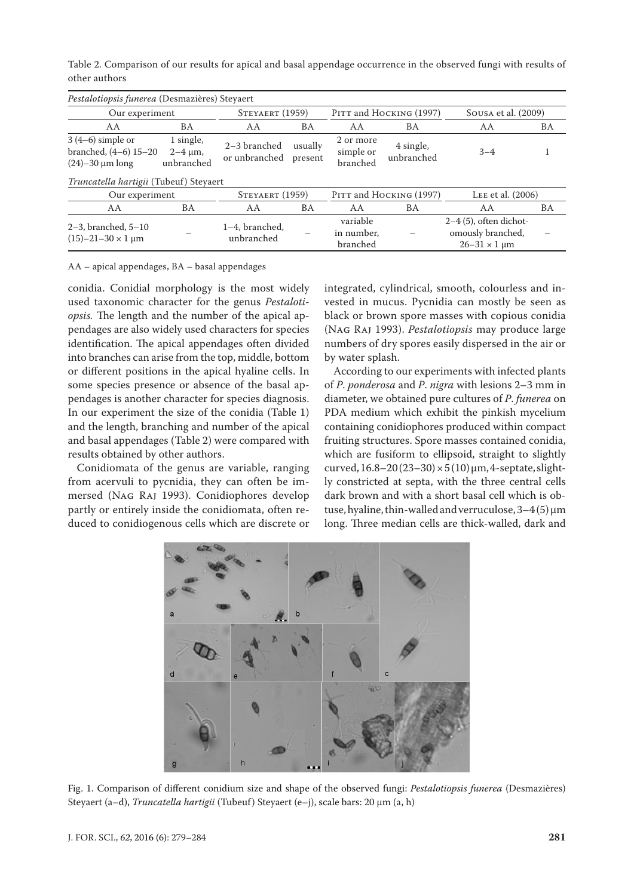Table 2. Comparison of our results for apical and basal appendage occurrence in the observed fungi with results of other authors

| *Pestalotiopsis funerea* (Desmazières) Steyaert | | | | | | | |
|---|---|---|---|---|---|---|---|
| Our experiment | | Steyaert (1959) | | Pitt and Hocking (1997) | | Sousa et al. (2009) | |
| AA | BA | AA | BA | AA | BA | AA | BA |
| 3 (4–6) simple or branched, (4–6) 15–20 (24)–30 µm long | 1 single, 2–4 µm, unbranched | 2–3 branched or unbranched | usually present | 2 or more simple or branched | 4 single, unbranched | 3–4 | 1 |
| *Truncatella hartigii* (Tubeuf) Steyaert | | | | | | | |
| Our experiment | | Steyaert (1959) | | Pitt and Hocking (1997) | | Lee et al. (2006) | |
| AA | BA | AA | BA | AA | BA | AA | BA |
| 2–3, branched, 5–10 (15)–21–30 × 1 µm | – | 1–4, branched, unbranched | – | variable in number, branched | – | 2–4 (5), often dichotomously branched, 26–31 × 1 µm | – |

AA – apical appendages, BA – basal appendages

conidia. Conidial morphology is the most widely used taxonomic character for the genus *Pestalotiopsis*. The length and the number of the apical appendages are also widely used characters for species identification. The apical appendages often divided into branches can arise from the top, middle, bottom or different positions in the apical hyaline cells. In some species presence or absence of the basal appendages is another character for species diagnosis. In our experiment the size of the conidia (Table 1) and the length, branching and number of the apical and basal appendages (Table 2) were compared with results obtained by other authors.

Conidiomata of the genus are variable, ranging from acervuli to pycnidia, they can often be immersed (Nag Raj 1993). Conidiophores develop partly or entirely inside the conidiomata, often reduced to conidiogenous cells which are discrete or integrated, cylindrical, smooth, colourless and invested in mucus. Pycnidia can mostly be seen as black or brown spore masses with copious conidia (Nag Raj 1993). *Pestalotiopsis* may produce large numbers of dry spores easily dispersed in the air or by water splash.

According to our experiments with infected plants of *P. ponderosa* and *P. nigra* with lesions 2–3 mm in diameter, we obtained pure cultures of *P. funerea* on PDA medium which exhibit the pinkish mycelium containing conidiophores produced within compact fruiting structures. Spore masses contained conidia, which are fusiform to ellipsoid, straight to slightly curved, 16.8–20 (23–30) × 5 (10) µm, 4-septate, slightly constricted at septa, with the three central cells dark brown and with a short basal cell which is obtuse, hyaline, thin-walled and verruculose, 3–4 (5) µm long. Three median cells are thick-walled, dark and

Fig. 1. Comparison of different conidium size and shape of the observed fungi: *Pestalotiopsis funerea* (Desmazières) Steyaert (a–d), *Truncatella hartigii* (Tubeuf) Steyaert (e–j), scale bars: 20 µm (a, h)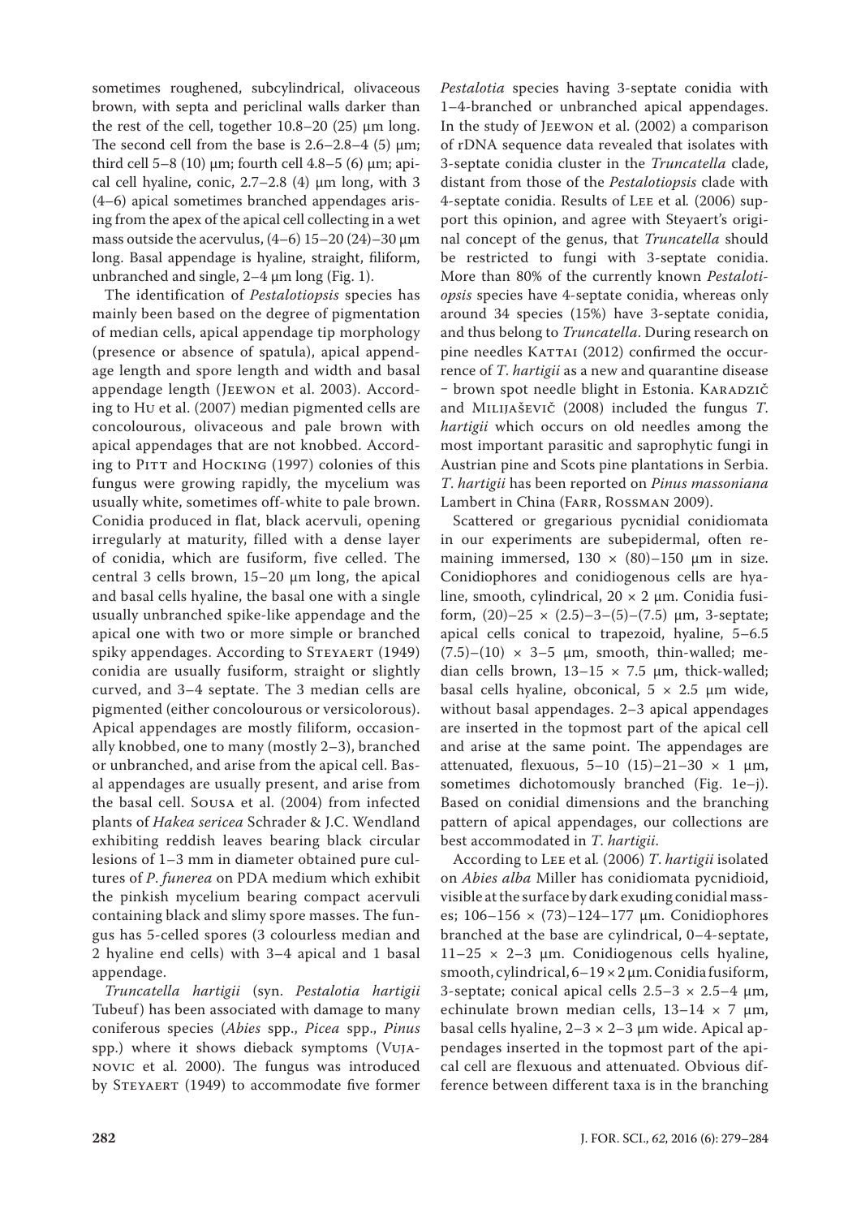sometimes roughened, subcylindrical, olivaceous brown, with septa and periclinal walls darker than the rest of the cell, together 10.8–20 (25) µm long. The second cell from the base is 2.6–2.8–4 (5) µm; third cell 5–8 (10) µm; fourth cell 4.8–5 (6) µm; apical cell hyaline, conic, 2.7–2.8 (4) µm long, with 3 (4–6) apical sometimes branched appendages arising from the apex of the apical cell collecting in a wet mass outside the acervulus, (4–6) 15–20 (24)–30 µm long. Basal appendage is hyaline, straight, filiform, unbranched and single, 2–4 µm long (Fig. 1).

The identification of *Pestalotiopsis* species has mainly been based on the degree of pigmentation of median cells, apical appendage tip morphology (presence or absence of spatula), apical appendage length and spore length and width and basal appendage length (Jeewon et al. 2003). According to Hu et al. (2007) median pigmented cells are concolourous, olivaceous and pale brown with apical appendages that are not knobbed. According to Pitt and Hocking (1997) colonies of this fungus were growing rapidly, the mycelium was usually white, sometimes off-white to pale brown. Conidia produced in flat, black acervuli, opening irregularly at maturity, filled with a dense layer of conidia, which are fusiform, five celled. The central 3 cells brown, 15–20 µm long, the apical and basal cells hyaline, the basal one with a single usually unbranched spike-like appendage and the apical one with two or more simple or branched spiky appendages. According to Steyaert (1949) conidia are usually fusiform, straight or slightly curved, and 3–4 septate. The 3 median cells are pigmented (either concolourous or versicolorous). Apical appendages are mostly filiform, occasionally knobbed, one to many (mostly 2–3), branched or unbranched, and arise from the apical cell. Basal appendages are usually present, and arise from the basal cell. Sousa et al. (2004) from infected plants of *Hakea sericea* Schrader & J.C. Wendland exhibiting reddish leaves bearing black circular lesions of 1–3 mm in diameter obtained pure cultures of *P. funerea* on PDA medium which exhibit the pinkish mycelium bearing compact acervuli containing black and slimy spore masses. The fungus has 5-celled spores (3 colourless median and 2 hyaline end cells) with 3–4 apical and 1 basal appendage.

*Truncatella hartigii* (syn. *Pestalotia hartigii* Tubeuf) has been associated with damage to many coniferous species (*Abies* spp., *Picea* spp., *Pinus* spp.) where it shows dieback symptoms (Vujanovic et al. 2000). The fungus was introduced by Steyaert (1949) to accommodate five former *Pestalotia* species having 3-septate conidia with 1–4-branched or unbranched apical appendages. In the study of Jeewon et al. (2002) a comparison of rDNA sequence data revealed that isolates with 3-septate conidia cluster in the *Truncatella* clade, distant from those of the *Pestalotiopsis* clade with 4-septate conidia. Results of Lee et al*.* (2006) support this opinion, and agree with Steyaert's original concept of the genus, that *Truncatella* should be restricted to fungi with 3-septate conidia. More than 80% of the currently known *Pestalotiopsis* species have 4-septate conidia, whereas only around 34 species (15%) have 3-septate conidia, and thus belong to *Truncatella*. During research on pine needles Kattai (2012) confirmed the occurrence of *T. hartigii* as a new and quarantine disease – brown spot needle blight in Estonia. Karadzič and Milijaševič (2008) included the fungus *T. hartigii* which occurs on old needles among the most important parasitic and saprophytic fungi in Austrian pine and Scots pine plantations in Serbia. *T. hartigii* has been reported on *Pinus massoniana* Lambert in China (Farr, Rossman 2009).

Scattered or gregarious pycnidial conidiomata in our experiments are subepidermal, often remaining immersed, 130 × (80)–150 µm in size. Conidiophores and conidiogenous cells are hyaline, smooth, cylindrical, 20 × 2 µm. Conidia fusiform, (20)–25 × (2.5)–3–(5)–(7.5) µm, 3-septate; apical cells conical to trapezoid, hyaline, 5–6.5 (7.5)–(10) × 3–5 µm, smooth, thin-walled; median cells brown, 13–15 × 7.5 µm, thick-walled; basal cells hyaline, obconical, 5 × 2.5 µm wide, without basal appendages. 2–3 apical appendages are inserted in the topmost part of the apical cell and arise at the same point. The appendages are attenuated, flexuous, 5–10 (15)–21–30 × 1 µm, sometimes dichotomously branched (Fig. 1e–j). Based on conidial dimensions and the branching pattern of apical appendages, our collections are best accommodated in *T. hartigii*.

According to Lee et al*.* (2006) *T. hartigii* isolated on *Abies alba* Miller has conidiomata pycnidioid, visible at the surface by dark exuding conidial masses; 106–156 × (73)–124–177 µm. Conidiophores branched at the base are cylindrical, 0–4-septate, 11–25 × 2–3 µm. Conidiogenous cells hyaline, smooth, cylindrical, 6–19 × 2 µm. Conidia fusiform, 3-septate; conical apical cells 2.5–3 × 2.5–4 µm, echinulate brown median cells, 13–14 × 7 µm, basal cells hyaline, 2–3 × 2–3 µm wide. Apical appendages inserted in the topmost part of the apical cell are flexuous and attenuated. Obvious difference between different taxa is in the branching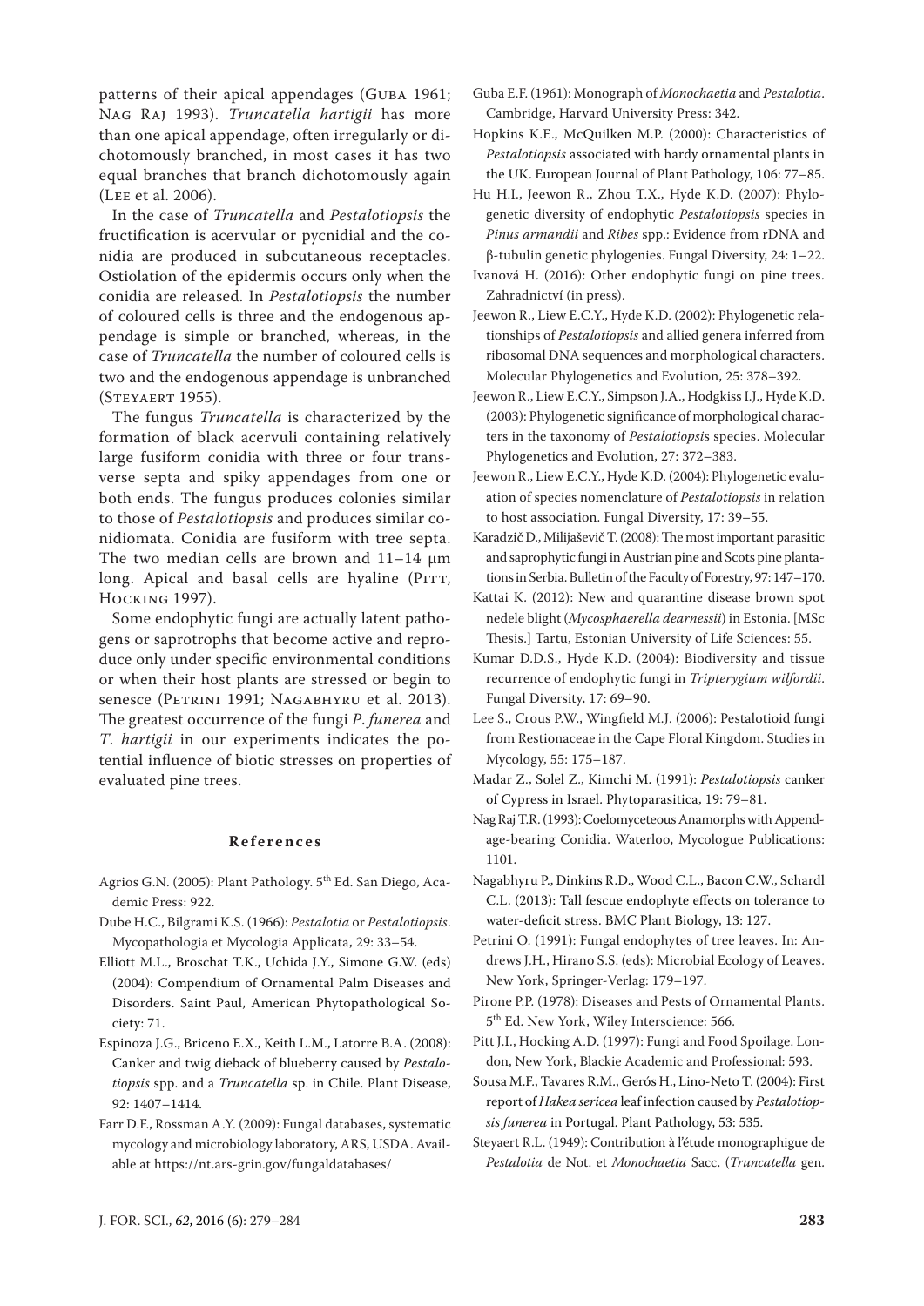patterns of their apical appendages (Guba 1961; Nag Raj 1993). *Truncatella hartigii* has more than one apical appendage, often irregularly or dichotomously branched, in most cases it has two equal branches that branch dichotomously again (Lee et al. 2006).

In the case of *Truncatella* and *Pestalotiopsis* the fructification is acervular or pycnidial and the conidia are produced in subcutaneous receptacles. Ostiolation of the epidermis occurs only when the conidia are released. In *Pestalotiopsis* the number of coloured cells is three and the endogenous appendage is simple or branched, whereas, in the case of *Truncatella* the number of coloured cells is two and the endogenous appendage is unbranched (Steyaert 1955).

The fungus *Truncatella* is characterized by the formation of black acervuli containing relatively large fusiform conidia with three or four transverse septa and spiky appendages from one or both ends. The fungus produces colonies similar to those of *Pestalotiopsis* and produces similar conidiomata. Conidia are fusiform with tree septa. The two median cells are brown and 11–14 µm long. Apical and basal cells are hyaline (Pitt, Hocking 1997).

Some endophytic fungi are actually latent pathogens or saprotrophs that become active and reproduce only under specific environmental conditions or when their host plants are stressed or begin to senesce (Petrini 1991; Nagabhyru et al. 2013). The greatest occurrence of the fungi *P*. *funerea* and *T*. *hartigii* in our experiments indicates the potential influence of biotic stresses on properties of evaluated pine trees.

## References

Agrios G.N. (2005): Plant Pathology. 5th Ed. San Diego, Academic Press: 922.

Dube H.C., Bilgrami K.S. (1966): *Pestalotia* or *Pestalotiopsis*. Mycopathologia et Mycologia Applicata, 29: 33–54.

Elliott M.L., Broschat T.K., Uchida J.Y., Simone G.W. (eds) (2004): Compendium of Ornamental Palm Diseases and Disorders. Saint Paul, American Phytopathological Society: 71.

Espinoza J.G., Briceno E.X., Keith L.M., Latorre B.A. (2008): Canker and twig dieback of blueberry caused by *Pestalotiopsis* spp. and a *Truncatella* sp. in Chile. Plant Disease, 92: 1407–1414.

Farr D.F., Rossman A.Y. (2009): Fungal databases, systematic mycology and microbiology laboratory, ARS, USDA. Available at https://nt.ars-grin.gov/fungaldatabases/

Guba E.F. (1961): Monograph of *Monochaetia* and *Pestalotia*. Cambridge, Harvard University Press: 342.

Hopkins K.E., McQuilken M.P. (2000): Characteristics of *Pestalotiopsis* associated with hardy ornamental plants in the UK. European Journal of Plant Pathology, 106: 77–85.

Hu H.I., Jeewon R., Zhou T.X., Hyde K.D. (2007): Phylogenetic diversity of endophytic *Pestalotiopsis* species in *Pinus armandii* and *Ribes* spp.: Evidence from rDNA and β-tubulin genetic phylogenies. Fungal Diversity, 24: 1–22.

Ivanová H. (2016): Other endophytic fungi on pine trees. Zahradnictví (in press).

Jeewon R., Liew E.C.Y., Hyde K.D. (2002): Phylogenetic relationships of *Pestalotiopsis* and allied genera inferred from ribosomal DNA sequences and morphological characters. Molecular Phylogenetics and Evolution, 25: 378–392.

Jeewon R., Liew E.C.Y., Simpson J.A., Hodgkiss I.J., Hyde K.D. (2003): Phylogenetic significance of morphological characters in the taxonomy of *Pestalotiopsis* species. Molecular Phylogenetics and Evolution, 27: 372–383.

Jeewon R., Liew E.C.Y., Hyde K.D. (2004): Phylogenetic evaluation of species nomenclature of *Pestalotiopsis* in relation to host association. Fungal Diversity, 17: 39–55.

Karadzič D., Milijaševič T. (2008): The most important parasitic and saprophytic fungi in Austrian pine and Scots pine plantations in Serbia. Bulletin of the Faculty of Forestry, 97: 147–170.

Kattai K. (2012): New and quarantine disease brown spot nedele blight (*Mycosphaerella dearnessii*) in Estonia. [MSc Thesis.] Tartu, Estonian University of Life Sciences: 55.

Kumar D.D.S., Hyde K.D. (2004): Biodiversity and tissue recurrence of endophytic fungi in *Tripterygium wilfordii*. Fungal Diversity, 17: 69–90.

Lee S., Crous P.W., Wingfield M.J. (2006): Pestalotioid fungi from Restionaceae in the Cape Floral Kingdom. Studies in Mycology, 55: 175–187.

Madar Z., Solel Z., Kimchi M. (1991): *Pestalotiopsis* canker of Cypress in Israel. Phytoparasitica, 19: 79–81.

Nag Raj T.R. (1993): Coelomyceteous Anamorphs with Appendage-bearing Conidia. Waterloo, Mycologue Publications: 1101.

Nagabhyru P., Dinkins R.D., Wood C.L., Bacon C.W., Schardl C.L. (2013): Tall fescue endophyte effects on tolerance to water-deficit stress. BMC Plant Biology, 13: 127.

Petrini O. (1991): Fungal endophytes of tree leaves. In: Andrews J.H., Hirano S.S. (eds): Microbial Ecology of Leaves. New York, Springer-Verlag: 179–197.

Pirone P.P. (1978): Diseases and Pests of Ornamental Plants. 5th Ed. New York, Wiley Interscience: 566.

Pitt J.I., Hocking A.D. (1997): Fungi and Food Spoilage. London, New York, Blackie Academic and Professional: 593.

Sousa M.F., Tavares R.M., Gerós H., Lino-Neto T. (2004): First report of *Hakea sericea* leaf infection caused by *Pestalotiopsis funerea* in Portugal. Plant Pathology, 53: 535.

Steyaert R.L. (1949): Contribution à l'étude monographigue de *Pestalotia* de Not. et *Monochaetia* Sacc. (*Truncatella* gen.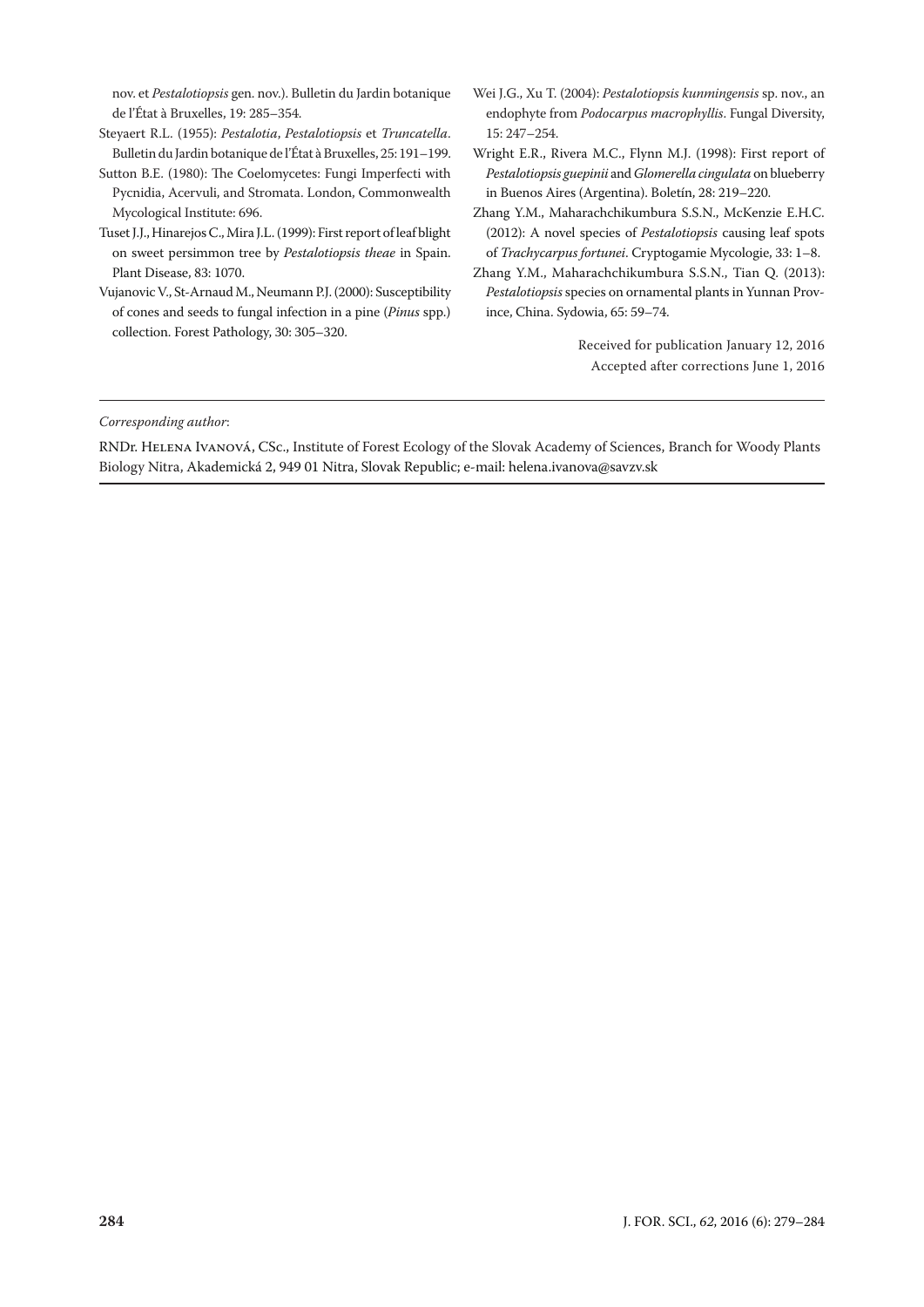nov. et *Pestalotiopsis* gen. nov.). Bulletin du Jardin botanique de l'État à Bruxelles, 19: 285–354.

Steyaert R.L. (1955): *Pestalotia*, *Pestalotiopsis* et *Truncatella*. Bulletin du Jardin botanique de l'État à Bruxelles, 25: 191–199.

Sutton B.E. (1980): The Coelomycetes: Fungi Imperfecti with Pycnidia, Acervuli, and Stromata. London, Commonwealth Mycological Institute: 696.

Tuset J.J., Hinarejos C., Mira J.L. (1999): First report of leaf blight on sweet persimmon tree by *Pestalotiopsis theae* in Spain. Plant Disease, 83: 1070.

Vujanovic V., St-Arnaud M., Neumann P.J. (2000): Susceptibility of cones and seeds to fungal infection in a pine (*Pinus* spp.) collection. Forest Pathology, 30: 305–320.

Wei J.G., Xu T. (2004): *Pestalotiopsis kunmingensis* sp. nov., an endophyte from *Podocarpus macrophyllis*. Fungal Diversity, 15: 247–254.

Wright E.R., Rivera M.C., Flynn M.J. (1998): First report of *Pestalotiopsis guepinii* and *Glomerella cingulata* on blueberry in Buenos Aires (Argentina). Boletín, 28: 219–220.

Zhang Y.M., Maharachchikumbura S.S.N., McKenzie E.H.C. (2012): A novel species of *Pestalotiopsis* causing leaf spots of *Trachycarpus fortunei*. Cryptogamie Mycologie, 33: 1–8.

Zhang Y.M., Maharachchikumbura S.S.N., Tian Q. (2013): *Pestalotiopsis* species on ornamental plants in Yunnan Province, China. Sydowia, 65: 59–74.

Received for publication January 12, 2016
Accepted after corrections June 1, 2016

*Corresponding author*:

RNDr. Helena Ivanová, CSc., Institute of Forest Ecology of the Slovak Academy of Sciences, Branch for Woody Plants Biology Nitra, Akademická 2, 949 01 Nitra, Slovak Republic; e-mail: helena.ivanova@savzv.sk